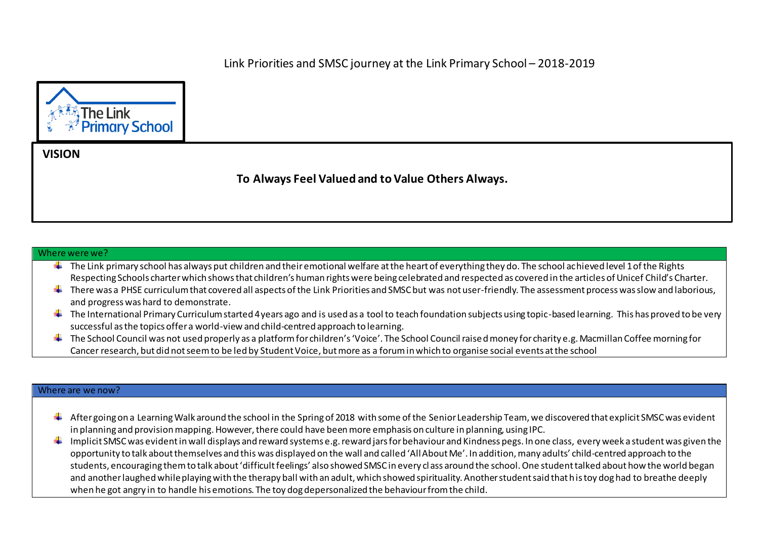# Link Priorities and SMSC journey at the Link Primary School – 2018-2019

The Link Primary School

**VISION**

**To Always Feel Valued and to Value Others Always.**

## Where were we?

- The Link primary school has always put children and their emotional welfare at the heart of everything they do. The school achieved level 1 of the Rights Respecting Schools charter which shows that children's human rights were being celebrated and respected as covered in the articles of Unicef Child's Charter.
- There was a PHSE curriculum that covered all aspects of the Link Priorities and SMSC but was not user-friendly. The assessment process was slow and laborious, and progress was hard to demonstrate.
- The International Primary Curriculum started 4 years ago and is used as a tool to teach foundation subjects using topic-based learning. This has proved to be very successful as the topics offer a world-view and child-centred approach to learning.
- The School Council was not used properly as a platform for children's 'Voice'. The School Council raised money for charity e.g. Macmillan Coffee morning for Cancer research, but did not seem to be led by Student Voice, but more as a forum in which to organise social events at the school

## Where are we now?

- After going on a Learning Walk around the school in the Spring of 2018 with some of the Senior Leadership Team, we discovered that explicit SMSC was evident in planning and provision mapping. However, there could have been more emphasis on culture in planning, using IPC.
- Implicit SMSC was evident in wall displays and reward systems e.g. reward jars for behaviour and Kindness pegs. In one class, every week a student was given the opportunity to talk about themselves and this was displayed on the wall and called 'All About Me'. In addition, many adults' child-centred approach to the students, encouraging them to talk about 'difficult feelings' also showed SMSC in every class around the school. One student talked about how the world began and another laughed while playing with the therapy ball with an adult, which showed spirituality. Another student said that his toy dog had to breathe deeply when he got angry in to handle his emotions. The toy dog depersonalized the behaviour from the child.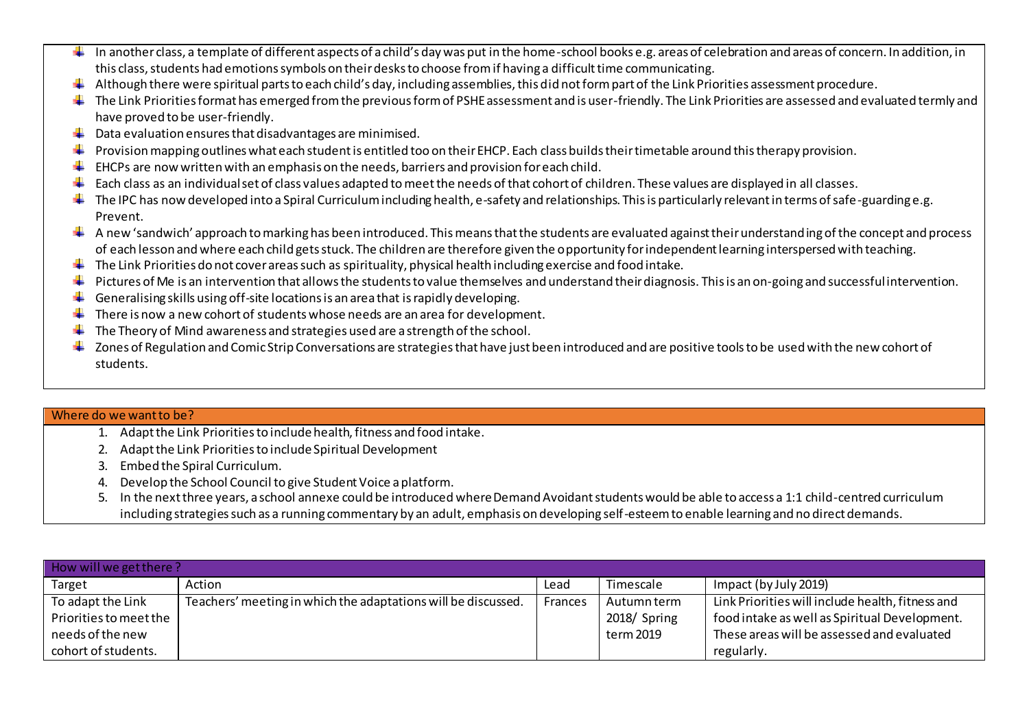- In another class, a template of different aspects of a child's day was put in the home-school books e.g. areas of celebration and areas of concern. In addition, in this class, students had emotions symbols on their desks to choose from if having a difficult time communicating.
- Although there were spiritual parts to each child's day, including assemblies, this did not form part of the Link Priorities assessment procedure.
- The Link Priorities format has emerged from the previous form of PSHE assessment and is user-friendly. The Link Priorities are assessed and evaluated termly and have proved to be user-friendly.
- Data evaluation ensures that disadvantages are minimised.
- Provision mapping outlines what each student is entitled too on their EHCP. Each class builds their timetable around this therapy provision.
- EHCPs are now written with an emphasis on the needs, barriers and provision for each child.
- Each class as an individual set of class values adapted to meet the needs of that cohort of children. These values are displayed in all classes.
- The IPC has now developed into a Spiral Curriculum including health, e-safety and relationships. This is particularly relevant in terms of safe-guarding e.g. Prevent.
- A new 'sandwich' approach to marking has been introduced. This means that the students are evaluated against their understanding of the concept and process of each lesson and where each child gets stuck. The children are therefore given the opportunity for independent learning interspersed with teaching.
- The Link Priorities do not cover areas such as spirituality, physical health including exercise and food intake.
- Pictures of Me is an intervention that allows the students to value themselves and understand their diagnosis. This is an on-going and successful intervention.
- Generalising skills using off-site locations is an area that is rapidly developing.
- There is now a new cohort of students whose needs are an area for development.
- The Theory of Mind awareness and strategies used are a strength of the school.
- Zones of Regulation and Comic Strip Conversations are strategies that have just been introduced and are positive tools to be used with the new cohort of students.

## Where do we want to be?

1. Adapt the Link Priorities to include health, fitness and food intake.
2. Adapt the Link Priorities to include Spiritual Development
3. Embed the Spiral Curriculum.
4. Develop the School Council to give Student Voice a platform.
5. In the next three years, a school annexe could be introduced where Demand Avoidant students would be able to access a 1:1 child-centred curriculum including strategies such as a running commentary by an adult, emphasis on developing self-esteem to enable learning and no direct demands.

## How will we get there ?

| Target | Action | Lead | Timescale | Impact (by July 2019) |
|---|---|---|---|---|
| To adapt the Link Priorities to meet the needs of the new cohort of students. | Teachers' meeting in which the adaptations will be discussed. | Frances | Autumn term 2018/ Spring term 2019 | Link Priorities will include health, fitness and food intake as well as Spiritual Development. These areas will be assessed and evaluated regularly. |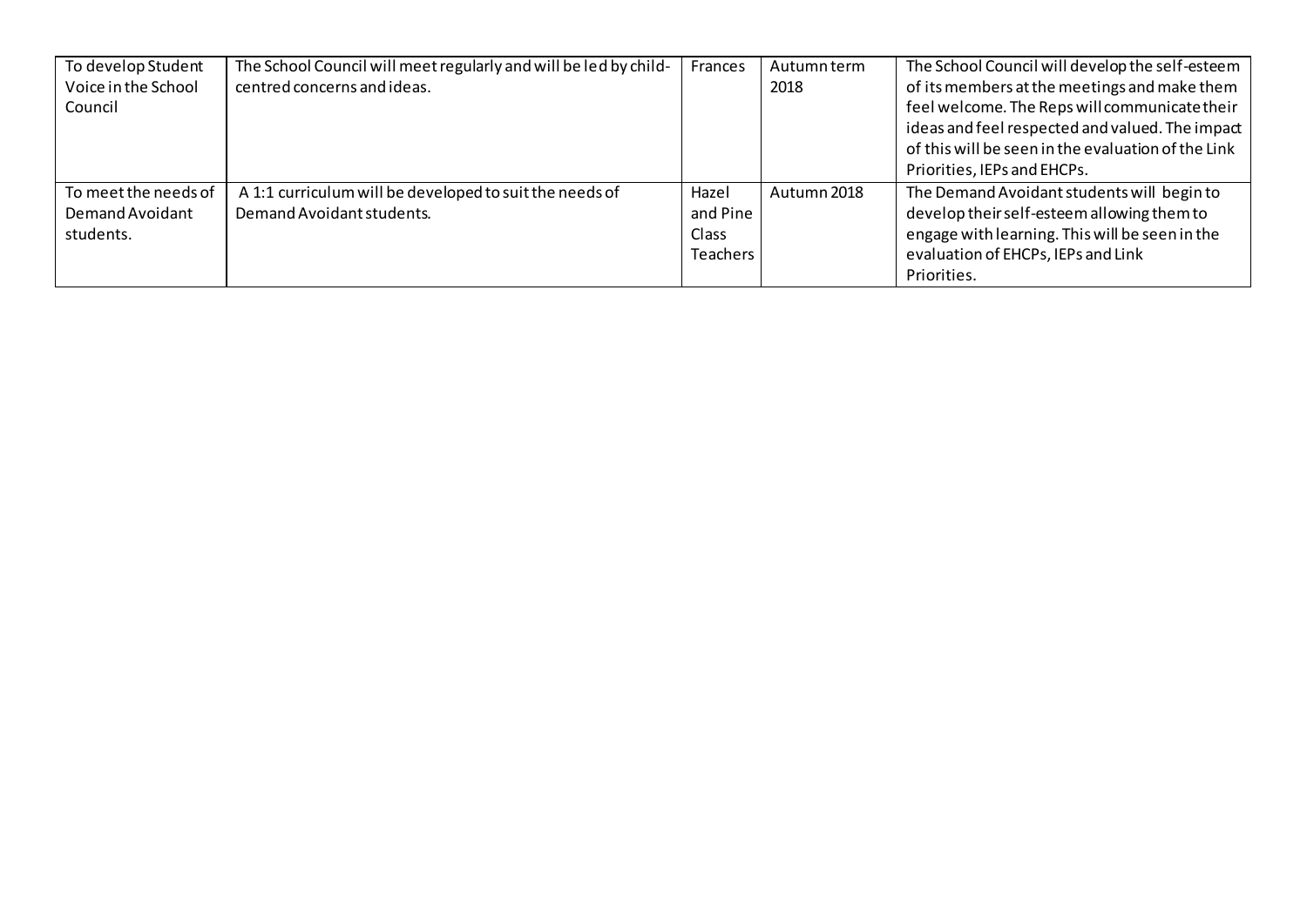| | | | | |
|---|---|---|---|---|
| To develop Student Voice in the School Council | The School Council will meet regularly and will be led by child-centred concerns and ideas. | Frances | Autumn term 2018 | The School Council will develop the self-esteem of its members at the meetings and make them feel welcome. The Reps will communicate their ideas and feel respected and valued. The impact of this will be seen in the evaluation of the Link Priorities, IEPs and EHCPs. |
| To meet the needs of Demand Avoidant students. | A 1:1 curriculum will be developed to suit the needs of Demand Avoidant students. | Hazel and Pine Class Teachers | Autumn 2018 | The Demand Avoidant students will begin to develop their self-esteem allowing them to engage with learning. This will be seen in the evaluation of EHCPs, IEPs and Link Priorities. |